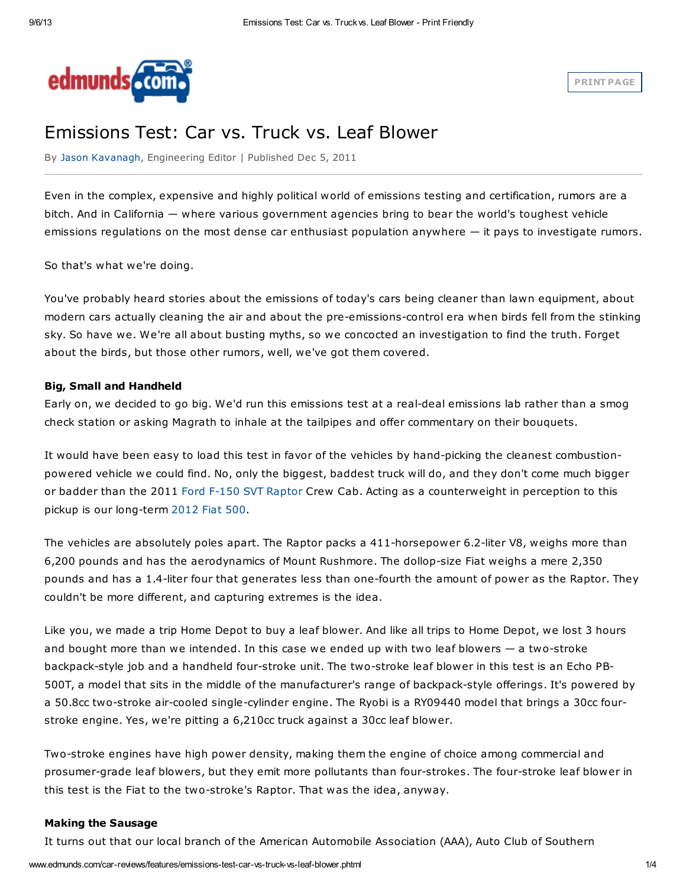# Emissions Test: Car vs. Truck vs. Leaf Blower

By Jason Kavanagh, Engineering Editor | Published Dec 5, 2011

Even in the complex, expensive and highly political world of emissions testing and certification, rumors are a bitch. And in California — where various government agencies bring to bear the world's toughest vehicle emissions regulations on the most dense car enthusiast population anywhere — it pays to investigate rumors.

So that's what we're doing.

You've probably heard stories about the emissions of today's cars being cleaner than lawn equipment, about modern cars actually cleaning the air and about the pre-emissions-control era when birds fell from the stinking sky. So have we. We're all about busting myths, so we concocted an investigation to find the truth. Forget about the birds, but those other rumors, well, we've got them covered.

**Big, Small and Handheld**

Early on, we decided to go big. We'd run this emissions test at a real-deal emissions lab rather than a smog check station or asking Magrath to inhale at the tailpipes and offer commentary on their bouquets.

It would have been easy to load this test in favor of the vehicles by hand-picking the cleanest combustion-powered vehicle we could find. No, only the biggest, baddest truck will do, and they don't come much bigger or badder than the 2011 Ford F-150 SVT Raptor Crew Cab. Acting as a counterweight in perception to this pickup is our long-term 2012 Fiat 500.

The vehicles are absolutely poles apart. The Raptor packs a 411-horsepower 6.2-liter V8, weighs more than 6,200 pounds and has the aerodynamics of Mount Rushmore. The dollop-size Fiat weighs a mere 2,350 pounds and has a 1.4-liter four that generates less than one-fourth the amount of power as the Raptor. They couldn't be more different, and capturing extremes is the idea.

Like you, we made a trip Home Depot to buy a leaf blower. And like all trips to Home Depot, we lost 3 hours and bought more than we intended. In this case we ended up with two leaf blowers — a two-stroke backpack-style job and a handheld four-stroke unit. The two-stroke leaf blower in this test is an Echo PB-500T, a model that sits in the middle of the manufacturer's range of backpack-style offerings. It's powered by a 50.8cc two-stroke air-cooled single-cylinder engine. The Ryobi is a RY09440 model that brings a 30cc four-stroke engine. Yes, we're pitting a 6,210cc truck against a 30cc leaf blower.

Two-stroke engines have high power density, making them the engine of choice among commercial and prosumer-grade leaf blowers, but they emit more pollutants than four-strokes. The four-stroke leaf blower in this test is the Fiat to the two-stroke's Raptor. That was the idea, anyway.

**Making the Sausage**

It turns out that our local branch of the American Automobile Association (AAA), Auto Club of Southern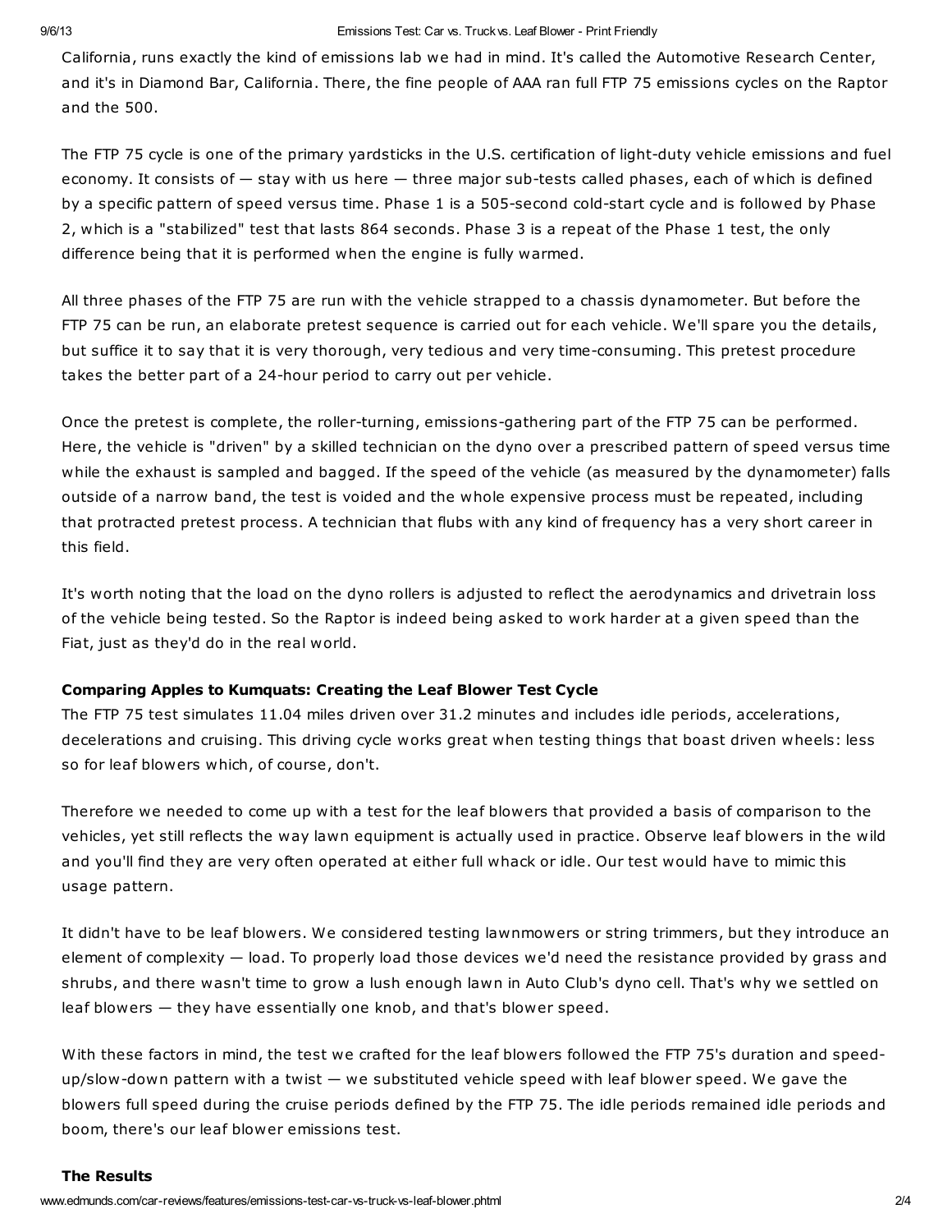California, runs exactly the kind of emissions lab we had in mind. It's called the Automotive Research Center, and it's in Diamond Bar, California. There, the fine people of AAA ran full FTP 75 emissions cycles on the Raptor and the 500.

The FTP 75 cycle is one of the primary yardsticks in the U.S. certification of light-duty vehicle emissions and fuel economy. It consists of — stay with us here — three major sub-tests called phases, each of which is defined by a specific pattern of speed versus time. Phase 1 is a 505-second cold-start cycle and is followed by Phase 2, which is a "stabilized" test that lasts 864 seconds. Phase 3 is a repeat of the Phase 1 test, the only difference being that it is performed when the engine is fully warmed.

All three phases of the FTP 75 are run with the vehicle strapped to a chassis dynamometer. But before the FTP 75 can be run, an elaborate pretest sequence is carried out for each vehicle. We'll spare you the details, but suffice it to say that it is very thorough, very tedious and very time-consuming. This pretest procedure takes the better part of a 24-hour period to carry out per vehicle.

Once the pretest is complete, the roller-turning, emissions-gathering part of the FTP 75 can be performed. Here, the vehicle is "driven" by a skilled technician on the dyno over a prescribed pattern of speed versus time while the exhaust is sampled and bagged. If the speed of the vehicle (as measured by the dynamometer) falls outside of a narrow band, the test is voided and the whole expensive process must be repeated, including that protracted pretest process. A technician that flubs with any kind of frequency has a very short career in this field.

It's worth noting that the load on the dyno rollers is adjusted to reflect the aerodynamics and drivetrain loss of the vehicle being tested. So the Raptor is indeed being asked to work harder at a given speed than the Fiat, just as they'd do in the real world.

**Comparing Apples to Kumquats: Creating the Leaf Blower Test Cycle**

The FTP 75 test simulates 11.04 miles driven over 31.2 minutes and includes idle periods, accelerations, decelerations and cruising. This driving cycle works great when testing things that boast driven wheels: less so for leaf blowers which, of course, don't.

Therefore we needed to come up with a test for the leaf blowers that provided a basis of comparison to the vehicles, yet still reflects the way lawn equipment is actually used in practice. Observe leaf blowers in the wild and you'll find they are very often operated at either full whack or idle. Our test would have to mimic this usage pattern.

It didn't have to be leaf blowers. We considered testing lawnmowers or string trimmers, but they introduce an element of complexity — load. To properly load those devices we'd need the resistance provided by grass and shrubs, and there wasn't time to grow a lush enough lawn in Auto Club's dyno cell. That's why we settled on leaf blowers — they have essentially one knob, and that's blower speed.

With these factors in mind, the test we crafted for the leaf blowers followed the FTP 75's duration and speed-up/slow-down pattern with a twist — we substituted vehicle speed with leaf blower speed. We gave the blowers full speed during the cruise periods defined by the FTP 75. The idle periods remained idle periods and boom, there's our leaf blower emissions test.

**The Results**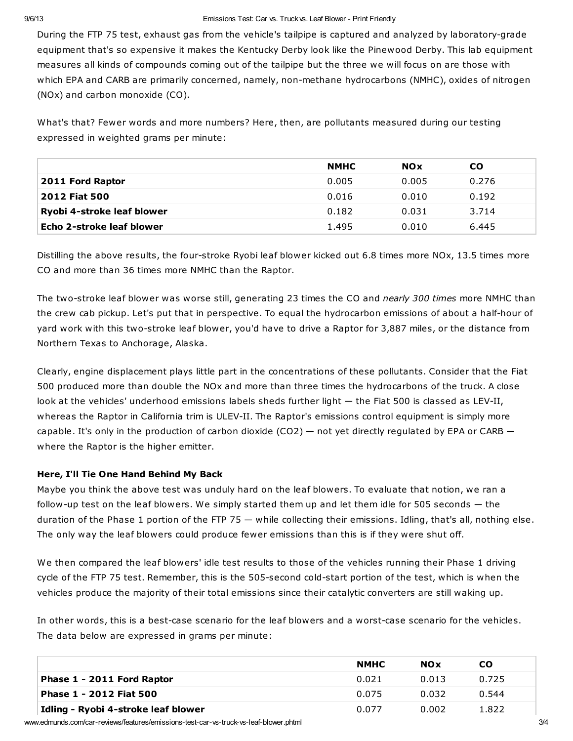During the FTP 75 test, exhaust gas from the vehicle's tailpipe is captured and analyzed by laboratory-grade equipment that's so expensive it makes the Kentucky Derby look like the Pinewood Derby. This lab equipment measures all kinds of compounds coming out of the tailpipe but the three we will focus on are those with which EPA and CARB are primarily concerned, namely, non-methane hydrocarbons (NMHC), oxides of nitrogen (NOx) and carbon monoxide (CO).

What's that? Fewer words and more numbers? Here, then, are pollutants measured during our testing expressed in weighted grams per minute:

| | NMHC | NOx | CO |
|---|---|---|---|
| **2011 Ford Raptor** | 0.005 | 0.005 | 0.276 |
| **2012 Fiat 500** | 0.016 | 0.010 | 0.192 |
| **Ryobi 4-stroke leaf blower** | 0.182 | 0.031 | 3.714 |
| **Echo 2-stroke leaf blower** | 1.495 | 0.010 | 6.445 |

Distilling the above results, the four-stroke Ryobi leaf blower kicked out 6.8 times more NOx, 13.5 times more CO and more than 36 times more NMHC than the Raptor.

The two-stroke leaf blower was worse still, generating 23 times the CO and *nearly 300 times* more NMHC than the crew cab pickup. Let's put that in perspective. To equal the hydrocarbon emissions of about a half-hour of yard work with this two-stroke leaf blower, you'd have to drive a Raptor for 3,887 miles, or the distance from Northern Texas to Anchorage, Alaska.

Clearly, engine displacement plays little part in the concentrations of these pollutants. Consider that the Fiat 500 produced more than double the NOx and more than three times the hydrocarbons of the truck. A close look at the vehicles' underhood emissions labels sheds further light — the Fiat 500 is classed as LEV-II, whereas the Raptor in California trim is ULEV-II. The Raptor's emissions control equipment is simply more capable. It's only in the production of carbon dioxide ($CO_2$) — not yet directly regulated by EPA or CARB — where the Raptor is the higher emitter.

**Here, I'll Tie One Hand Behind My Back**

Maybe you think the above test was unduly hard on the leaf blowers. To evaluate that notion, we ran a follow-up test on the leaf blowers. We simply started them up and let them idle for 505 seconds — the duration of the Phase 1 portion of the FTP 75 — while collecting their emissions. Idling, that's all, nothing else. The only way the leaf blowers could produce fewer emissions than this is if they were shut off.

We then compared the leaf blowers' idle test results to those of the vehicles running their Phase 1 driving cycle of the FTP 75 test. Remember, this is the 505-second cold-start portion of the test, which is when the vehicles produce the majority of their total emissions since their catalytic converters are still waking up.

In other words, this is a best-case scenario for the leaf blowers and a worst-case scenario for the vehicles. The data below are expressed in grams per minute:

| | NMHC | NOx | CO |
|---|---|---|---|
| **Phase 1 - 2011 Ford Raptor** | 0.021 | 0.013 | 0.725 |
| **Phase 1 - 2012 Fiat 500** | 0.075 | 0.032 | 0.544 |
| **Idling - Ryobi 4-stroke leaf blower** | 0.077 | 0.002 | 1.822 |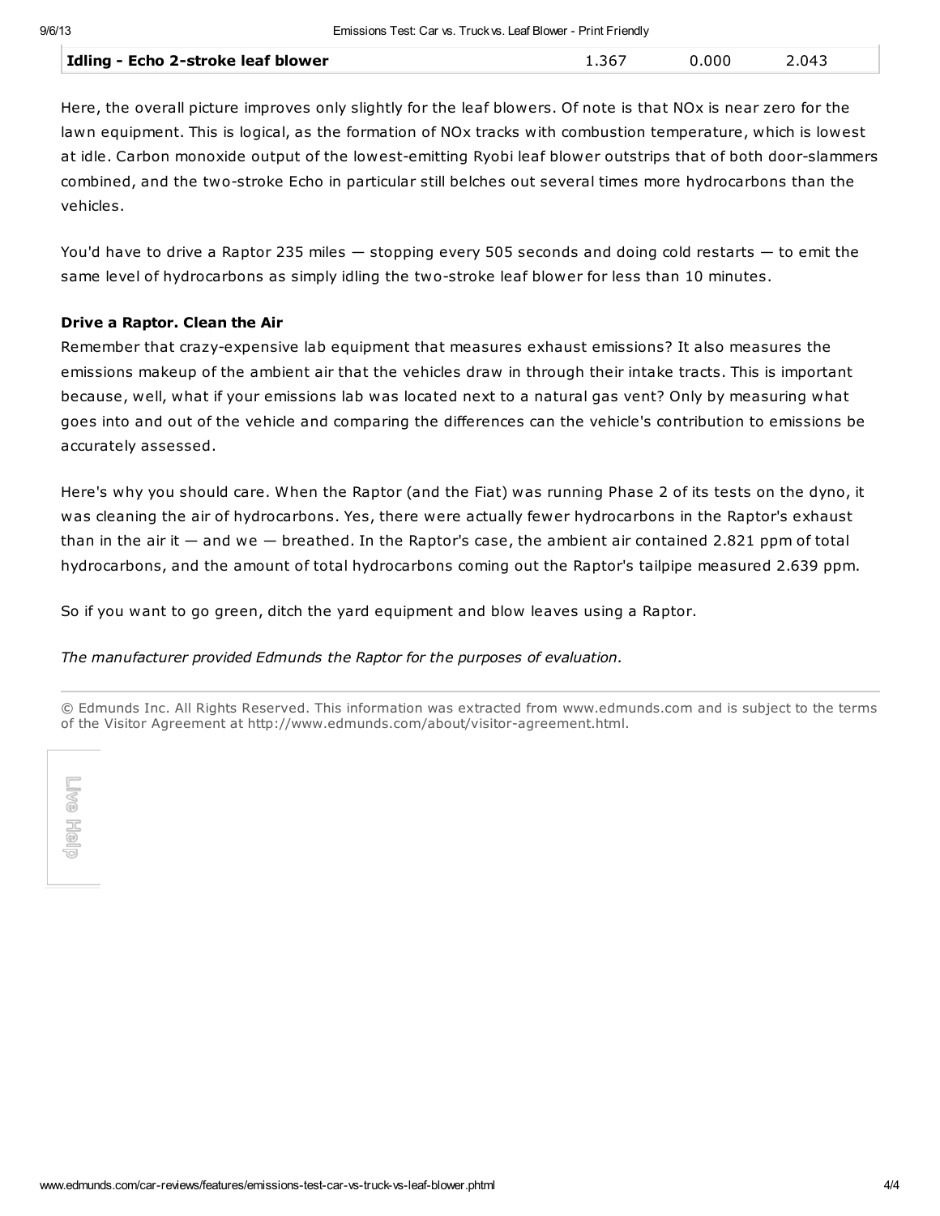| | | | |
|---|---|---|---|
| **Idling - Echo 2-stroke leaf blower** | 1.367 | 0.000 | 2.043 |

Here, the overall picture improves only slightly for the leaf blowers. Of note is that NOx is near zero for the lawn equipment. This is logical, as the formation of NOx tracks with combustion temperature, which is lowest at idle. Carbon monoxide output of the lowest-emitting Ryobi leaf blower outstrips that of both door-slammers combined, and the two-stroke Echo in particular still belches out several times more hydrocarbons than the vehicles.

You'd have to drive a Raptor 235 miles — stopping every 505 seconds and doing cold restarts — to emit the same level of hydrocarbons as simply idling the two-stroke leaf blower for less than 10 minutes.

**Drive a Raptor. Clean the Air**

Remember that crazy-expensive lab equipment that measures exhaust emissions? It also measures the emissions makeup of the ambient air that the vehicles draw in through their intake tracts. This is important because, well, what if your emissions lab was located next to a natural gas vent? Only by measuring what goes into and out of the vehicle and comparing the differences can the vehicle's contribution to emissions be accurately assessed.

Here's why you should care. When the Raptor (and the Fiat) was running Phase 2 of its tests on the dyno, it was cleaning the air of hydrocarbons. Yes, there were actually fewer hydrocarbons in the Raptor's exhaust than in the air it — and we — breathed. In the Raptor's case, the ambient air contained 2.821 ppm of total hydrocarbons, and the amount of total hydrocarbons coming out the Raptor's tailpipe measured 2.639 ppm.

So if you want to go green, ditch the yard equipment and blow leaves using a Raptor.

*The manufacturer provided Edmunds the Raptor for the purposes of evaluation.*

© Edmunds Inc. All Rights Reserved. This information was extracted from www.edmunds.com and is subject to the terms of the Visitor Agreement at http://www.edmunds.com/about/visitor-agreement.html.

Live Help